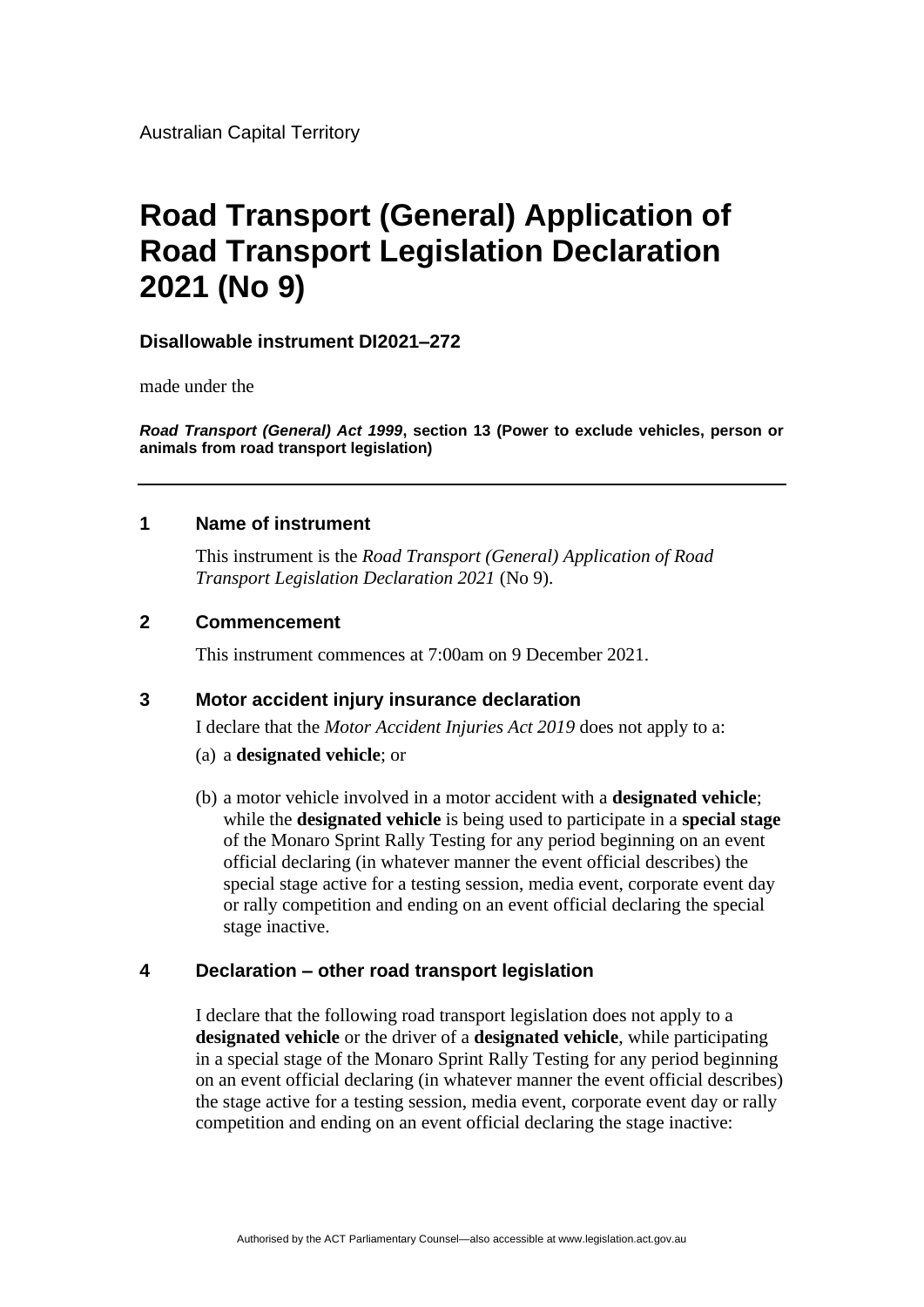Australian Capital Territory

# Road Transport (General) Application of Road Transport Legislation Declaration 2021 (No 9)

**Disallowable instrument DI2021–272**

made under the

***Road Transport (General) Act 1999*, section 13 (Power to exclude vehicles, person or animals from road transport legislation)**

---

## 1 Name of instrument

This instrument is the *Road Transport (General) Application of Road Transport Legislation Declaration 2021* (No 9).

## 2 Commencement

This instrument commences at 7:00am on 9 December 2021.

## 3 Motor accident injury insurance declaration

I declare that the *Motor Accident Injuries Act 2019* does not apply to a:

(a) a **designated vehicle**; or

(b) a motor vehicle involved in a motor accident with a **designated vehicle**; while the **designated vehicle** is being used to participate in a **special stage** of the Monaro Sprint Rally Testing for any period beginning on an event official declaring (in whatever manner the event official describes) the special stage active for a testing session, media event, corporate event day or rally competition and ending on an event official declaring the special stage inactive.

## 4 Declaration – other road transport legislation

I declare that the following road transport legislation does not apply to a **designated vehicle** or the driver of a **designated vehicle**, while participating in a special stage of the Monaro Sprint Rally Testing for any period beginning on an event official declaring (in whatever manner the event official describes) the stage active for a testing session, media event, corporate event day or rally competition and ending on an event official declaring the stage inactive: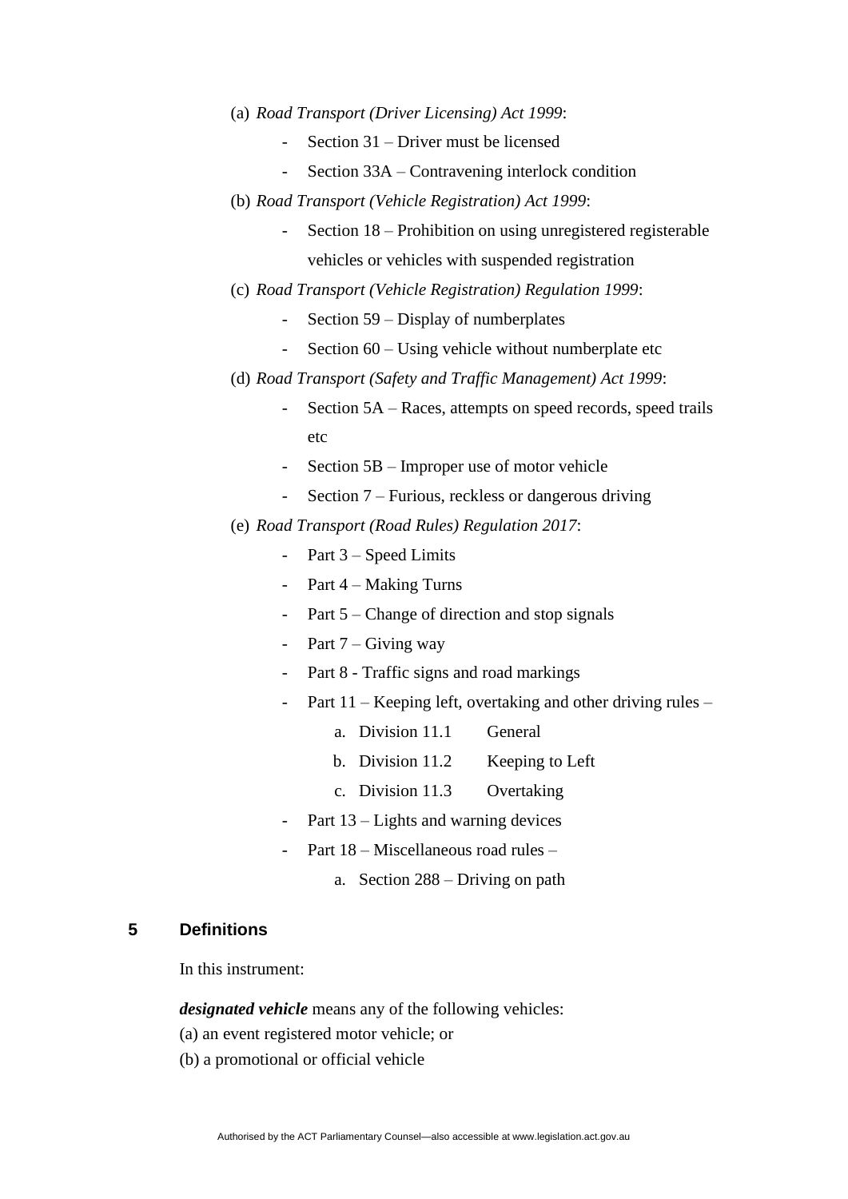(a) *Road Transport (Driver Licensing) Act 1999*:

- Section 31 – Driver must be licensed
- Section 33A – Contravening interlock condition

(b) *Road Transport (Vehicle Registration) Act 1999*:

- Section 18 – Prohibition on using unregistered registerable vehicles or vehicles with suspended registration

(c) *Road Transport (Vehicle Registration) Regulation 1999*:

- Section 59 – Display of numberplates
- Section 60 – Using vehicle without numberplate etc

(d) *Road Transport (Safety and Traffic Management) Act 1999*:

- Section 5A – Races, attempts on speed records, speed trails etc
- Section 5B – Improper use of motor vehicle
- Section 7 – Furious, reckless or dangerous driving

(e) *Road Transport (Road Rules) Regulation 2017*:

- Part 3 – Speed Limits
- Part 4 – Making Turns
- Part 5 – Change of direction and stop signals
- Part 7 – Giving way
- Part 8 - Traffic signs and road markings
- Part 11 – Keeping left, overtaking and other driving rules –
  a. Division 11.1 General
  b. Division 11.2 Keeping to Left
  c. Division 11.3 Overtaking
- Part 13 – Lights and warning devices
- Part 18 – Miscellaneous road rules –
  a. Section 288 – Driving on path

## 5 Definitions

In this instrument:

***designated vehicle*** means any of the following vehicles:

(a) an event registered motor vehicle; or

(b) a promotional or official vehicle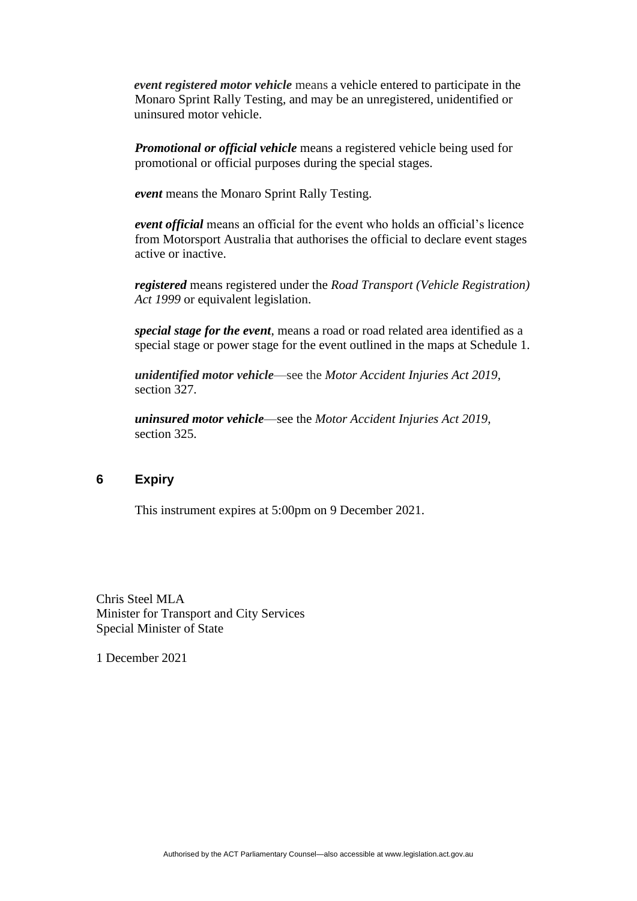***event registered motor vehicle*** means a vehicle entered to participate in the Monaro Sprint Rally Testing, and may be an unregistered, unidentified or uninsured motor vehicle.

***Promotional or official vehicle*** means a registered vehicle being used for promotional or official purposes during the special stages.

***event*** means the Monaro Sprint Rally Testing.

***event official*** means an official for the event who holds an official's licence from Motorsport Australia that authorises the official to declare event stages active or inactive.

***registered*** means registered under the *Road Transport (Vehicle Registration) Act 1999* or equivalent legislation.

***special stage for the event***, means a road or road related area identified as a special stage or power stage for the event outlined in the maps at Schedule 1.

***unidentified motor vehicle***—see the *Motor Accident Injuries Act 2019*, section 327.

***uninsured motor vehicle***—see the *Motor Accident Injuries Act 2019*, section 325.

## 6 Expiry

This instrument expires at 5:00pm on 9 December 2021.

Chris Steel MLA
Minister for Transport and City Services
Special Minister of State

1 December 2021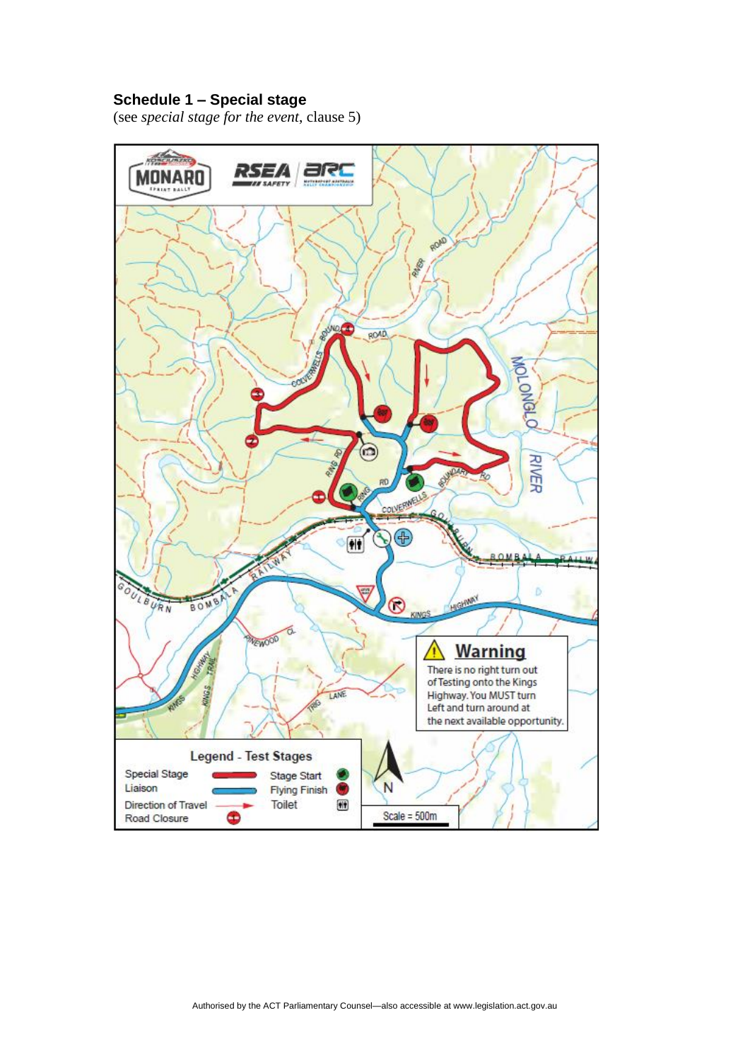## Schedule 1 – Special stage

(see *special stage for the event*, clause 5)

MONARO SPRINT RALLY

RSEA SAFETY

ARC

**Warning**

There is no right turn out of Testing onto the Kings Highway. You MUST turn Left and turn around at the next available opportunity.

Legend - Test Stages

Special Stage

Liaison

Direction of Travel

Road Closure

Stage Start

Flying Finish

Toilet

N

Scale = 500m